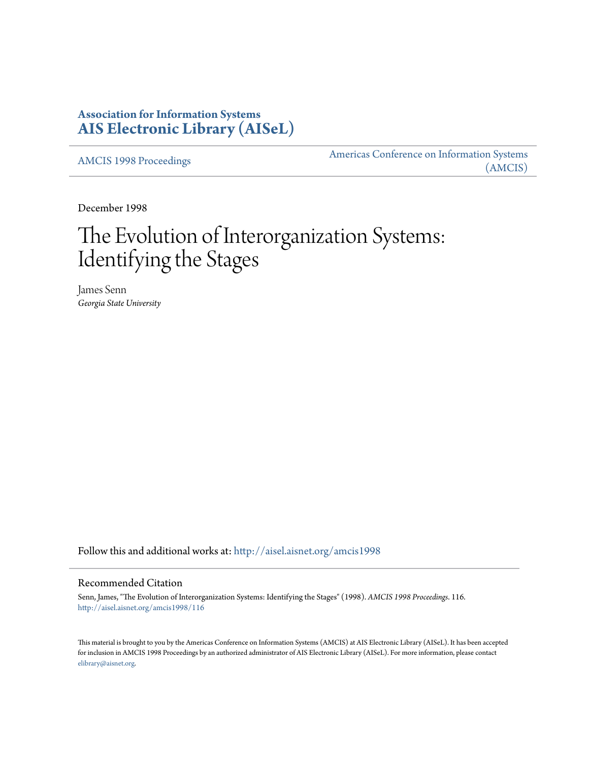# Association for Information Systems
# AIS Electronic Library (AISeL)

AMCIS 1998 Proceedings

Americas Conference on Information Systems (AMCIS)

December 1998

# The Evolution of Interorganization Systems: Identifying the Stages

James Senn
*Georgia State University*

Follow this and additional works at: http://aisel.aisnet.org/amcis1998

## Recommended Citation

Senn, James, "The Evolution of Interorganization Systems: Identifying the Stages" (1998). *AMCIS 1998 Proceedings*. 116.
http://aisel.aisnet.org/amcis1998/116

This material is brought to you by the Americas Conference on Information Systems (AMCIS) at AIS Electronic Library (AISeL). It has been accepted for inclusion in AMCIS 1998 Proceedings by an authorized administrator of AIS Electronic Library (AISeL). For more information, please contact elibrary@aisnet.org.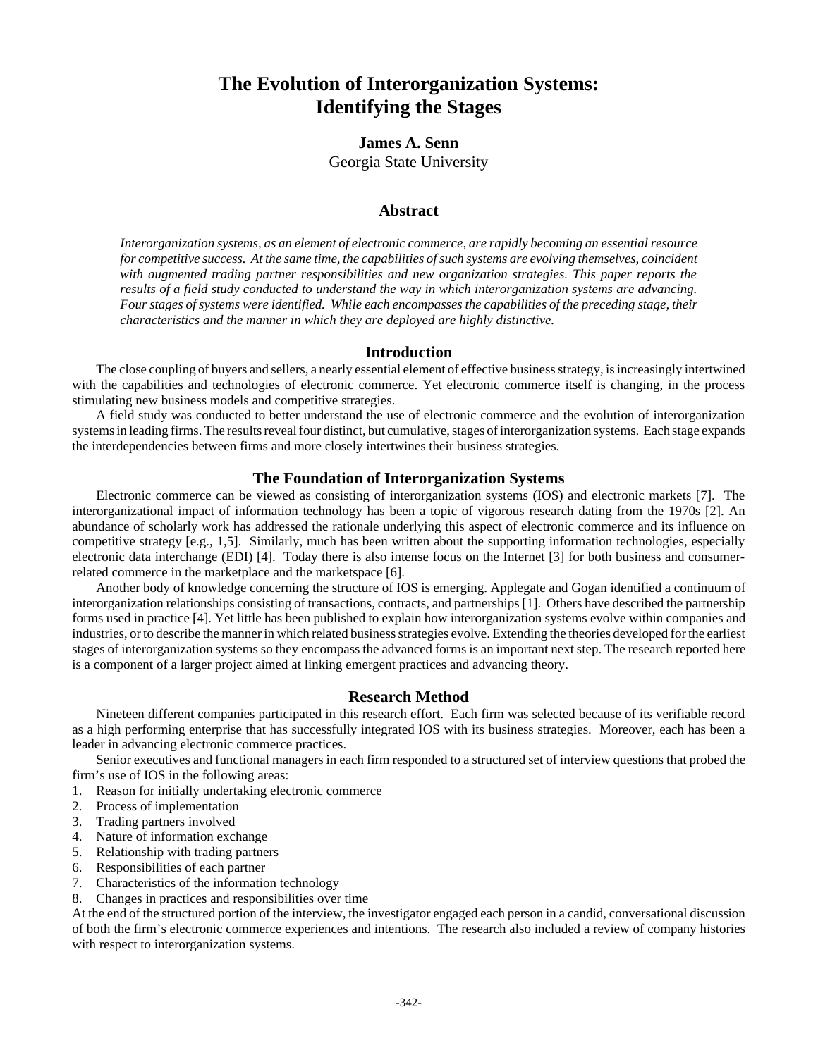# The Evolution of Interorganization Systems: Identifying the Stages

**James A. Senn**
Georgia State University

## Abstract

*Interorganization systems, as an element of electronic commerce, are rapidly becoming an essential resource for competitive success. At the same time, the capabilities of such systems are evolving themselves, coincident with augmented trading partner responsibilities and new organization strategies. This paper reports the results of a field study conducted to understand the way in which interorganization systems are advancing. Four stages of systems were identified. While each encompasses the capabilities of the preceding stage, their characteristics and the manner in which they are deployed are highly distinctive.*

## Introduction

The close coupling of buyers and sellers, a nearly essential element of effective business strategy, is increasingly intertwined with the capabilities and technologies of electronic commerce. Yet electronic commerce itself is changing, in the process stimulating new business models and competitive strategies.

A field study was conducted to better understand the use of electronic commerce and the evolution of interorganization systems in leading firms. The results reveal four distinct, but cumulative, stages of interorganization systems. Each stage expands the interdependencies between firms and more closely intertwines their business strategies.

## The Foundation of Interorganization Systems

Electronic commerce can be viewed as consisting of interorganization systems (IOS) and electronic markets [7]. The interorganizational impact of information technology has been a topic of vigorous research dating from the 1970s [2]. An abundance of scholarly work has addressed the rationale underlying this aspect of electronic commerce and its influence on competitive strategy [e.g., 1,5]. Similarly, much has been written about the supporting information technologies, especially electronic data interchange (EDI) [4]. Today there is also intense focus on the Internet [3] for both business and consumer-related commerce in the marketplace and the marketspace [6].

Another body of knowledge concerning the structure of IOS is emerging. Applegate and Gogan identified a continuum of interorganization relationships consisting of transactions, contracts, and partnerships [1]. Others have described the partnership forms used in practice [4]. Yet little has been published to explain how interorganization systems evolve within companies and industries, or to describe the manner in which related business strategies evolve. Extending the theories developed for the earliest stages of interorganization systems so they encompass the advanced forms is an important next step. The research reported here is a component of a larger project aimed at linking emergent practices and advancing theory.

## Research Method

Nineteen different companies participated in this research effort. Each firm was selected because of its verifiable record as a high performing enterprise that has successfully integrated IOS with its business strategies. Moreover, each has been a leader in advancing electronic commerce practices.

Senior executives and functional managers in each firm responded to a structured set of interview questions that probed the firm's use of IOS in the following areas:

1. Reason for initially undertaking electronic commerce
2. Process of implementation
3. Trading partners involved
4. Nature of information exchange
5. Relationship with trading partners
6. Responsibilities of each partner
7. Characteristics of the information technology
8. Changes in practices and responsibilities over time

At the end of the structured portion of the interview, the investigator engaged each person in a candid, conversational discussion of both the firm's electronic commerce experiences and intentions. The research also included a review of company histories with respect to interorganization systems.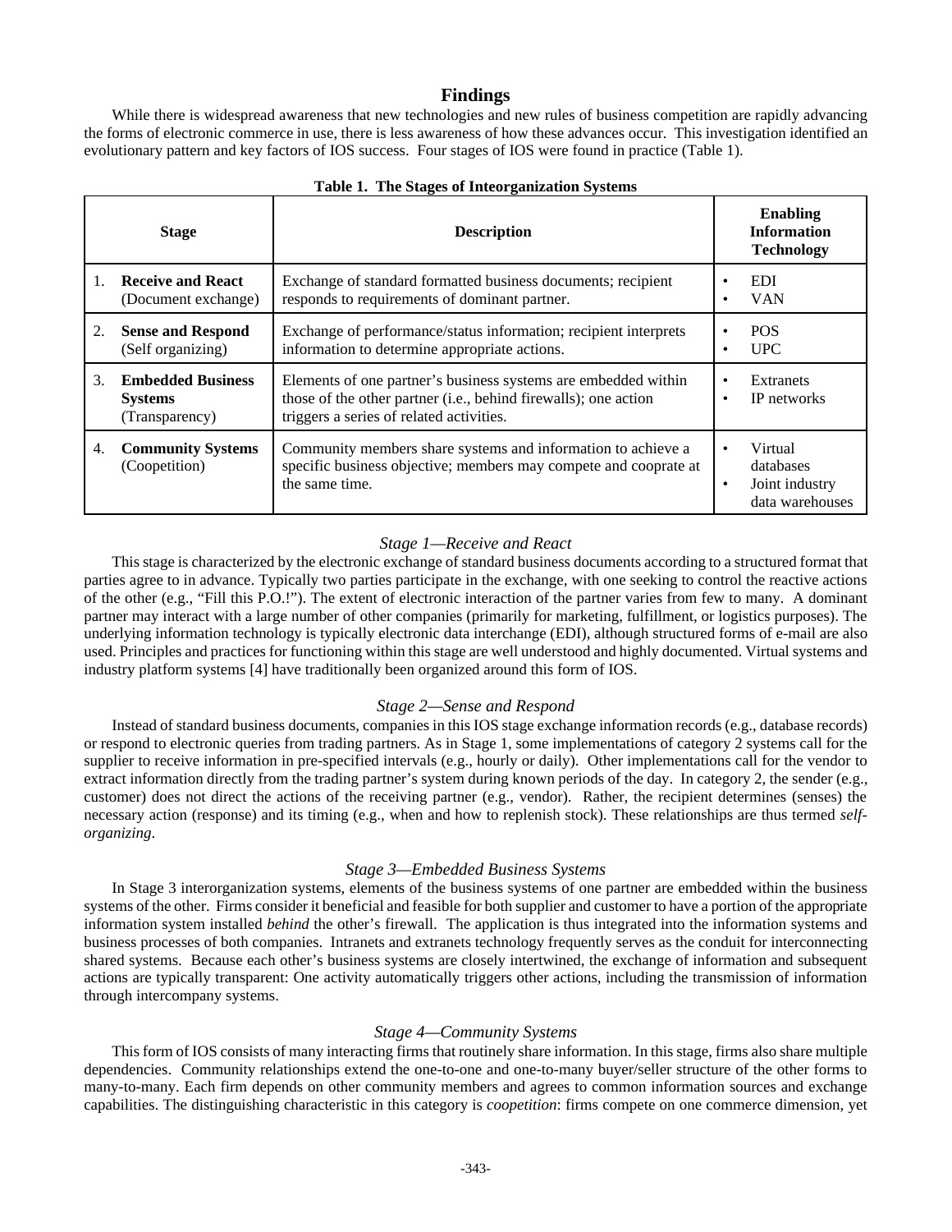## Findings

While there is widespread awareness that new technologies and new rules of business competition are rapidly advancing the forms of electronic commerce in use, there is less awareness of how these advances occur. This investigation identified an evolutionary pattern and key factors of IOS success. Four stages of IOS were found in practice (Table 1).

**Table 1. The Stages of Inteorganization Systems**

| Stage | Description | Enabling Information Technology |
|---|---|---|
| 1. **Receive and React** (Document exchange) | Exchange of standard formatted business documents; recipient responds to requirements of dominant partner. | • EDI<br>• VAN |
| 2. **Sense and Respond** (Self organizing) | Exchange of performance/status information; recipient interprets information to determine appropriate actions. | • POS<br>• UPC |
| 3. **Embedded Business Systems** (Transparency) | Elements of one partner's business systems are embedded within those of the other partner (i.e., behind firewalls); one action triggers a series of related activities. | • Extranets<br>• IP networks |
| 4. **Community Systems** (Coopetition) | Community members share systems and information to achieve a specific business objective; members may compete and cooprate at the same time. | • Virtual databases<br>• Joint industry data warehouses |

### *Stage 1—Receive and React*

This stage is characterized by the electronic exchange of standard business documents according to a structured format that parties agree to in advance. Typically two parties participate in the exchange, with one seeking to control the reactive actions of the other (e.g., "Fill this P.O.!"). The extent of electronic interaction of the partner varies from few to many. A dominant partner may interact with a large number of other companies (primarily for marketing, fulfillment, or logistics purposes). The underlying information technology is typically electronic data interchange (EDI), although structured forms of e-mail are also used. Principles and practices for functioning within this stage are well understood and highly documented. Virtual systems and industry platform systems [4] have traditionally been organized around this form of IOS.

### *Stage 2—Sense and Respond*

Instead of standard business documents, companies in this IOS stage exchange information records (e.g., database records) or respond to electronic queries from trading partners. As in Stage 1, some implementations of category 2 systems call for the supplier to receive information in pre-specified intervals (e.g., hourly or daily). Other implementations call for the vendor to extract information directly from the trading partner's system during known periods of the day. In category 2, the sender (e.g., customer) does not direct the actions of the receiving partner (e.g., vendor). Rather, the recipient determines (senses) the necessary action (response) and its timing (e.g., when and how to replenish stock). These relationships are thus termed *self-organizing*.

### *Stage 3—Embedded Business Systems*

In Stage 3 interorganization systems, elements of the business systems of one partner are embedded within the business systems of the other. Firms consider it beneficial and feasible for both supplier and customer to have a portion of the appropriate information system installed *behind* the other's firewall. The application is thus integrated into the information systems and business processes of both companies. Intranets and extranets technology frequently serves as the conduit for interconnecting shared systems. Because each other's business systems are closely intertwined, the exchange of information and subsequent actions are typically transparent: One activity automatically triggers other actions, including the transmission of information through intercompany systems.

### *Stage 4—Community Systems*

This form of IOS consists of many interacting firms that routinely share information. In this stage, firms also share multiple dependencies. Community relationships extend the one-to-one and one-to-many buyer/seller structure of the other forms to many-to-many. Each firm depends on other community members and agrees to common information sources and exchange capabilities. The distinguishing characteristic in this category is *coopetition*: firms compete on one commerce dimension, yet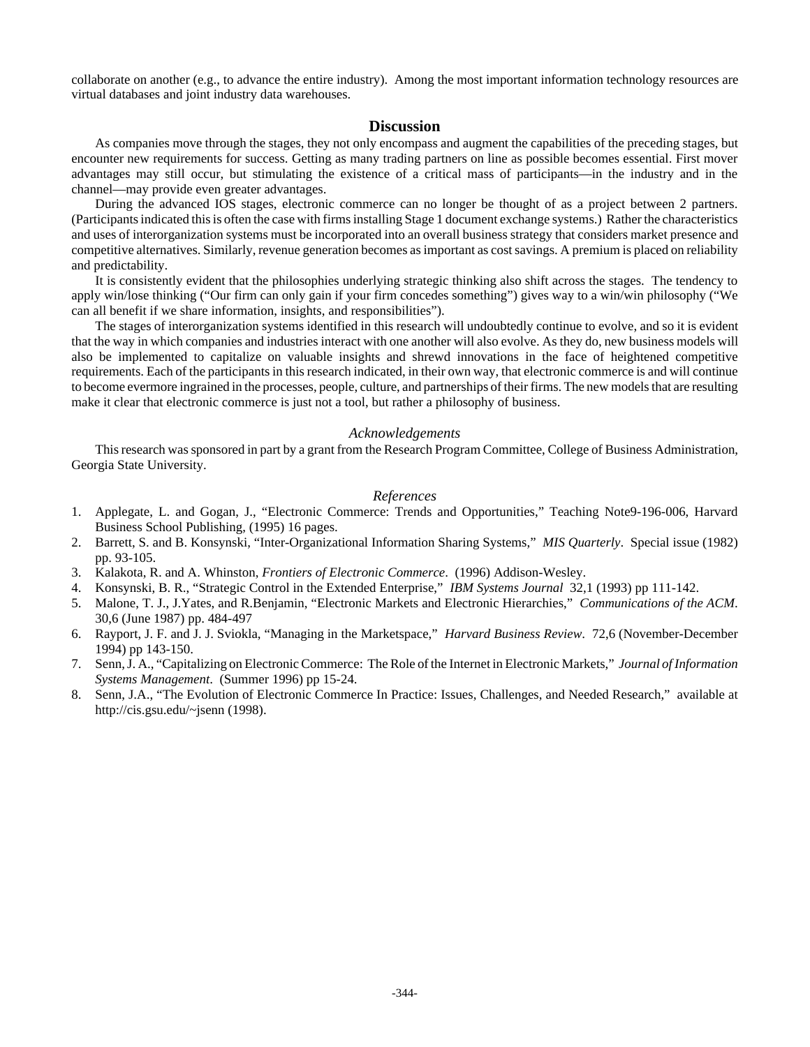collaborate on another (e.g., to advance the entire industry). Among the most important information technology resources are virtual databases and joint industry data warehouses.

## Discussion

As companies move through the stages, they not only encompass and augment the capabilities of the preceding stages, but encounter new requirements for success. Getting as many trading partners on line as possible becomes essential. First mover advantages may still occur, but stimulating the existence of a critical mass of participants—in the industry and in the channel—may provide even greater advantages.

During the advanced IOS stages, electronic commerce can no longer be thought of as a project between 2 partners. (Participants indicated this is often the case with firms installing Stage 1 document exchange systems.) Rather the characteristics and uses of interorganization systems must be incorporated into an overall business strategy that considers market presence and competitive alternatives. Similarly, revenue generation becomes as important as cost savings. A premium is placed on reliability and predictability.

It is consistently evident that the philosophies underlying strategic thinking also shift across the stages. The tendency to apply win/lose thinking ("Our firm can only gain if your firm concedes something") gives way to a win/win philosophy ("We can all benefit if we share information, insights, and responsibilities").

The stages of interorganization systems identified in this research will undoubtedly continue to evolve, and so it is evident that the way in which companies and industries interact with one another will also evolve. As they do, new business models will also be implemented to capitalize on valuable insights and shrewd innovations in the face of heightened competitive requirements. Each of the participants in this research indicated, in their own way, that electronic commerce is and will continue to become evermore ingrained in the processes, people, culture, and partnerships of their firms. The new models that are resulting make it clear that electronic commerce is just not a tool, but rather a philosophy of business.

### *Acknowledgements*

This research was sponsored in part by a grant from the Research Program Committee, College of Business Administration, Georgia State University.

### *References*

1. Applegate, L. and Gogan, J., "Electronic Commerce: Trends and Opportunities," Teaching Note9-196-006, Harvard Business School Publishing, (1995) 16 pages.
2. Barrett, S. and B. Konsynski, "Inter-Organizational Information Sharing Systems," *MIS Quarterly*. Special issue (1982) pp. 93-105.
3. Kalakota, R. and A. Whinston, *Frontiers of Electronic Commerce*. (1996) Addison-Wesley.
4. Konsynski, B. R., "Strategic Control in the Extended Enterprise," *IBM Systems Journal* 32,1 (1993) pp 111-142.
5. Malone, T. J., J.Yates, and R.Benjamin, "Electronic Markets and Electronic Hierarchies," *Communications of the ACM*. 30,6 (June 1987) pp. 484-497
6. Rayport, J. F. and J. J. Sviokla, "Managing in the Marketspace," *Harvard Business Review*. 72,6 (November-December 1994) pp 143-150.
7. Senn, J. A., "Capitalizing on Electronic Commerce: The Role of the Internet in Electronic Markets," *Journal of Information Systems Management*. (Summer 1996) pp 15-24.
8. Senn, J.A., "The Evolution of Electronic Commerce In Practice: Issues, Challenges, and Needed Research," available at http://cis.gsu.edu/~jsenn (1998).